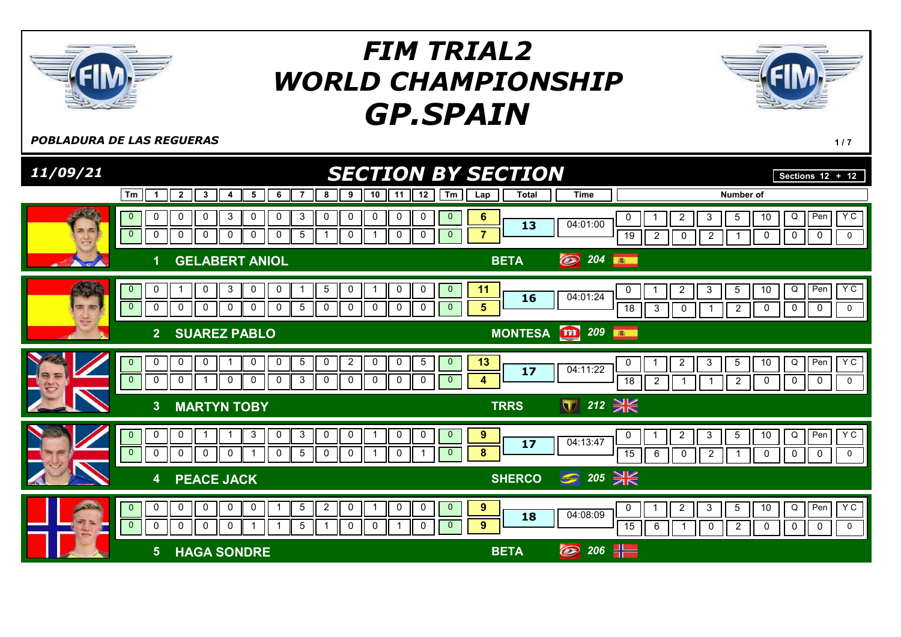# FIM TRIAL2 WORLD CHAMPIONSHIP GP.SPAIN

*POBLADURA DE LAS REGUERAS*

## 11/09/21 — SECTION BY SECTION

Sections 12 + 12

| Pos | Rider | Team | No. | Lap | Tm | 1 | 2 | 3 | 4 | 5 | 6 | 7 | 8 | 9 | 10 | 11 | 12 | Tm | Lap | Total | Time | 0 | 1 | 2 | 3 | 5 | 10 | Q | Pen | Y C |
|---|---|---|---|---|---|---|---|---|---|---|---|---|---|---|---|---|---|---|---|---|---|---|---|---|---|---|---|---|---|---|
| 1 | GELABERT ANIOL | BETA | 204 | 1 | 0 | 0 | 0 | 0 | 3 | 0 | 0 | 3 | 0 | 0 | 0 | 0 | 0 | 0 | 6 | 13 | 04:01:00 | 19 | 2 | 0 | 2 | 1 | 0 | 0 | 0 | 0 |
| | | | | 2 | 0 | 0 | 0 | 0 | 0 | 0 | 0 | 5 | 1 | 0 | 1 | 0 | 0 | 0 | 7 | | | | | | | | | | | |
| 2 | SUAREZ PABLO | MONTESA | 209 | 1 | 0 | 0 | 1 | 0 | 3 | 0 | 0 | 1 | 5 | 0 | 1 | 0 | 0 | 0 | 11 | 16 | 04:01:24 | 18 | 3 | 0 | 1 | 2 | 0 | 0 | 0 | 0 |
| | | | | 2 | 0 | 0 | 0 | 0 | 0 | 0 | 0 | 5 | 0 | 0 | 0 | 0 | 0 | 0 | 5 | | | | | | | | | | | |
| 3 | MARTYN TOBY | TRRS | 212 | 1 | 0 | 0 | 0 | 0 | 1 | 0 | 0 | 5 | 0 | 2 | 0 | 0 | 5 | 0 | 13 | 17 | 04:11:22 | 18 | 2 | 1 | 1 | 2 | 0 | 0 | 0 | 0 |
| | | | | 2 | 0 | 0 | 0 | 1 | 0 | 0 | 0 | 3 | 0 | 0 | 0 | 0 | 0 | 0 | 4 | | | | | | | | | | | |
| 4 | PEACE JACK | SHERCO | 205 | 1 | 0 | 0 | 0 | 1 | 1 | 3 | 0 | 3 | 0 | 0 | 1 | 0 | 0 | 0 | 9 | 17 | 04:13:47 | 15 | 6 | 0 | 2 | 1 | 0 | 0 | 0 | 0 |
| | | | | 2 | 0 | 0 | 0 | 0 | 0 | 1 | 0 | 5 | 0 | 0 | 1 | 0 | 1 | 0 | 8 | | | | | | | | | | | |
| 5 | HAGA SONDRE | BETA | 206 | 1 | 0 | 0 | 0 | 0 | 0 | 0 | 1 | 5 | 2 | 0 | 1 | 0 | 0 | 0 | 9 | 18 | 04:08:09 | 15 | 6 | 1 | 0 | 2 | 0 | 0 | 0 | 0 |
| | | | | 2 | 0 | 0 | 0 | 0 | 0 | 1 | 1 | 5 | 1 | 0 | 0 | 1 | 0 | 0 | 9 | | | | | | | | | | | |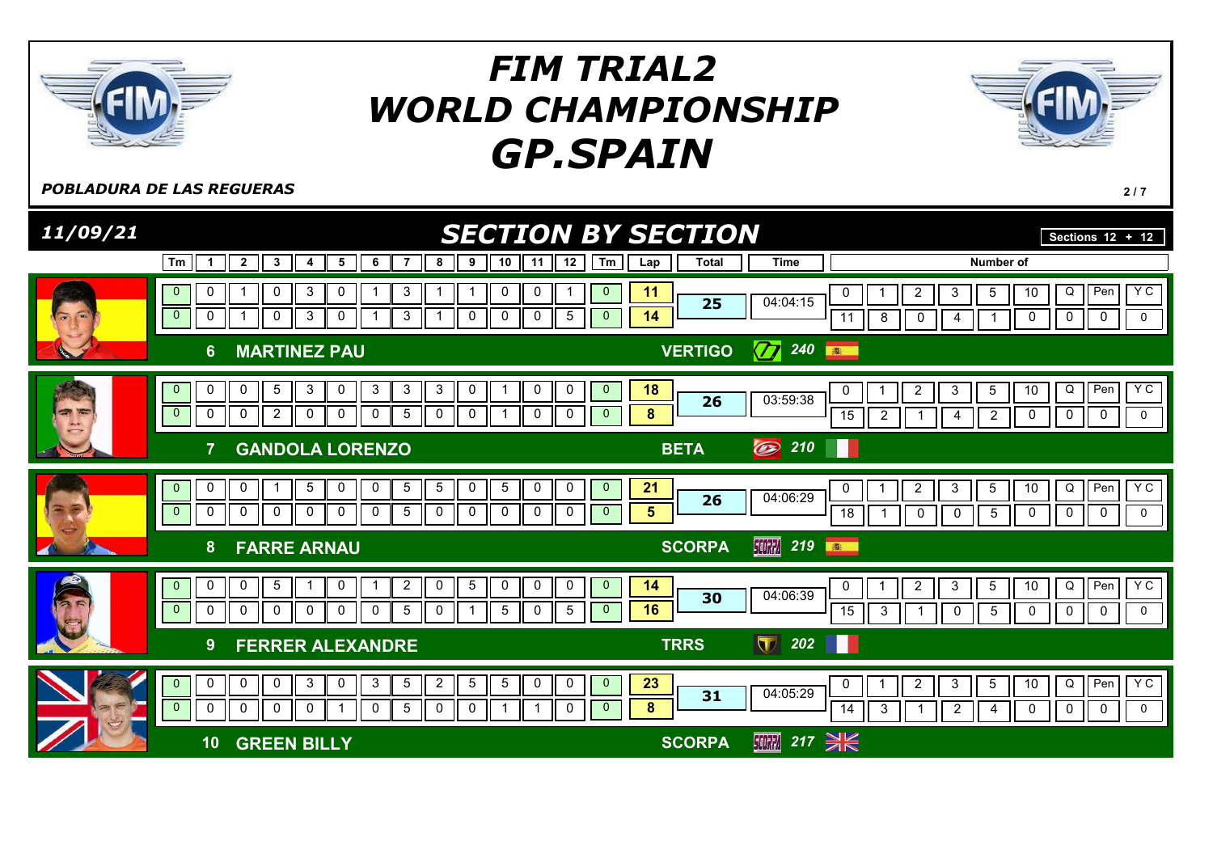# FIM TRIAL2 WORLD CHAMPIONSHIP GP.SPAIN

*POBLADURA DE LAS REGUERAS*

## 11/09/21 — SECTION BY SECTION

Sections 12 + 12

| Rider | Lap | Tm | 1 | 2 | 3 | 4 | 5 | 6 | 7 | 8 | 9 | 10 | 11 | 12 | Tm | Lap | Total | Time | 0 | 1 | 2 | 3 | 5 | 10 | Q | Pen | Y C |
|---|---|---|---|---|---|---|---|---|---|---|---|---|---|---|---|---|---|---|---|---|---|---|---|---|---|---|---|
| 6 MARTINEZ PAU — VERTIGO 240 (ESP) | 1 | 0 | 0 | 1 | 0 | 3 | 0 | 1 | 3 | 1 | 1 | 0 | 0 | 1 | 0 | 11 | 25 | 04:04:15 | 11 | 8 | 0 | 4 | 1 | 0 | 0 | 0 | 0 |
| | 2 | 0 | 0 | 1 | 0 | 3 | 0 | 1 | 3 | 1 | 0 | 0 | 0 | 5 | 0 | 14 | | | | | | | | | | | |
| 7 GANDOLA LORENZO — BETA 210 (ITA) | 1 | 0 | 0 | 0 | 5 | 3 | 0 | 3 | 3 | 3 | 0 | 1 | 0 | 0 | 0 | 18 | 26 | 03:59:38 | 15 | 2 | 1 | 4 | 2 | 0 | 0 | 0 | 0 |
| | 2 | 0 | 0 | 0 | 2 | 0 | 0 | 0 | 5 | 0 | 0 | 1 | 0 | 0 | 0 | 8 | | | | | | | | | | | |
| 8 FARRE ARNAU — SCORPA 219 (ESP) | 1 | 0 | 0 | 0 | 1 | 5 | 0 | 0 | 5 | 5 | 0 | 5 | 0 | 0 | 0 | 21 | 26 | 04:06:29 | 18 | 1 | 0 | 0 | 5 | 0 | 0 | 0 | 0 |
| | 2 | 0 | 0 | 0 | 0 | 0 | 0 | 0 | 5 | 0 | 0 | 0 | 0 | 0 | 0 | 5 | | | | | | | | | | | |
| 9 FERRER ALEXANDRE — TRRS 202 (FRA) | 1 | 0 | 0 | 0 | 5 | 1 | 0 | 1 | 2 | 0 | 5 | 0 | 0 | 0 | 0 | 14 | 30 | 04:06:39 | 15 | 3 | 1 | 0 | 5 | 0 | 0 | 0 | 0 |
| | 2 | 0 | 0 | 0 | 0 | 0 | 0 | 0 | 5 | 0 | 1 | 5 | 0 | 5 | 0 | 16 | | | | | | | | | | | |
| 10 GREEN BILLY — SCORPA 217 (GBR) | 1 | 0 | 0 | 0 | 0 | 3 | 0 | 3 | 5 | 2 | 5 | 5 | 0 | 0 | 0 | 23 | 31 | 04:05:29 | 14 | 3 | 1 | 2 | 4 | 0 | 0 | 0 | 0 |
| | 2 | 0 | 0 | 0 | 0 | 0 | 1 | 0 | 5 | 0 | 0 | 1 | 1 | 0 | 0 | 8 | | | | | | | | | | | |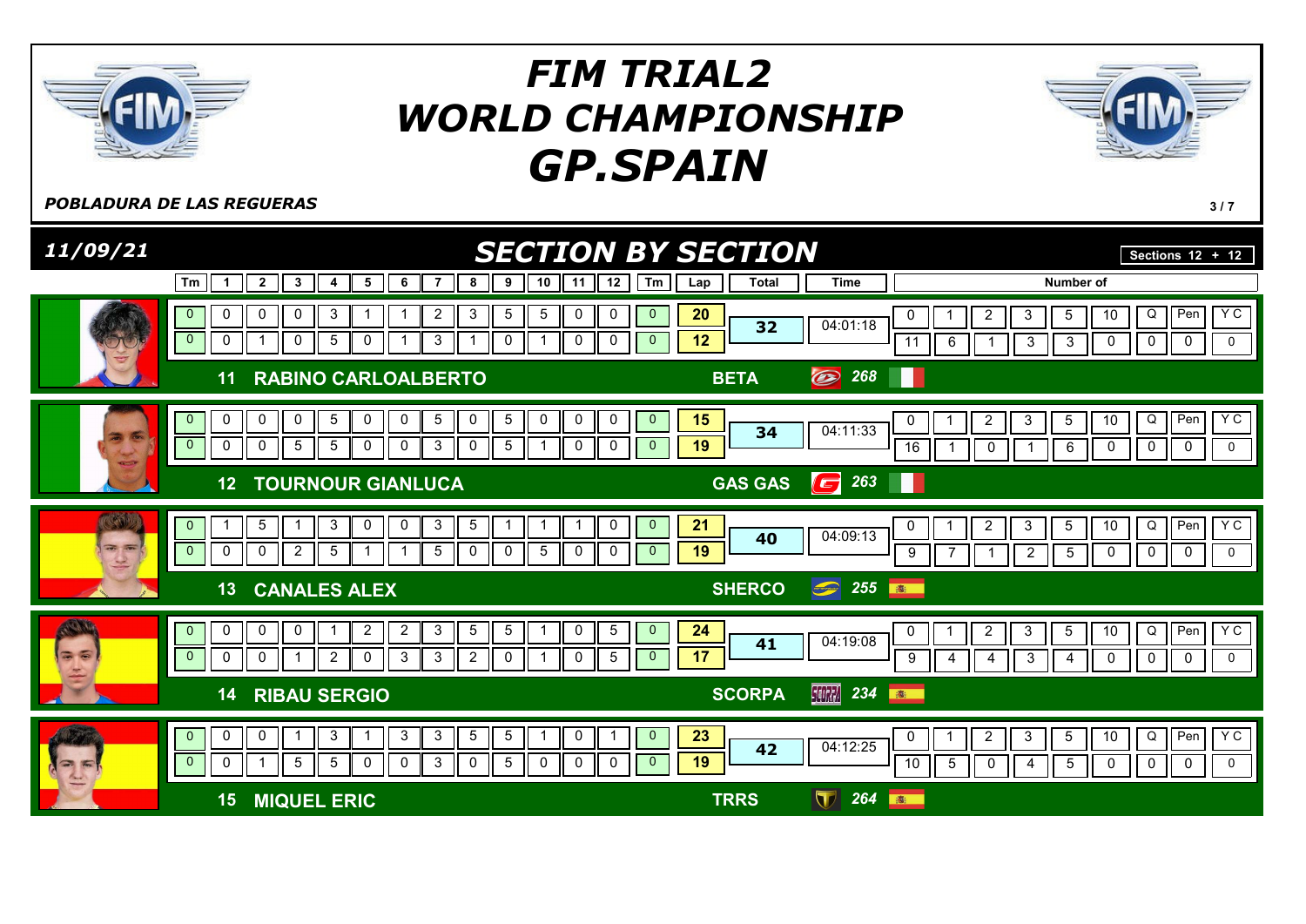# FIM TRIAL2 WORLD CHAMPIONSHIP GP.SPAIN

*POBLADURA DE LAS REGUERAS*

## 11/09/21 SECTION BY SECTION

Sections 12 + 12

| Rider | Tm | 1 | 2 | 3 | 4 | 5 | 6 | 7 | 8 | 9 | 10 | 11 | 12 | Tm | Lap | Total | Time | 0 | 1 | 2 | 3 | 5 | 10 | Q | Pen | Y C |
|---|---|---|---|---|---|---|---|---|---|---|---|---|---|---|---|---|---|---|---|---|---|---|---|---|---|---|
| 11 RABINO CARLOALBERTO – BETA 268 | 0 | 0 | 0 | 0 | 3 | 1 | 1 | 2 | 3 | 5 | 5 | 0 | 0 | 0 | 20 | 32 | 04:01:18 | 11 | 6 | 1 | 3 | 3 | 0 | 0 | 0 | 0 |
| | 0 | 0 | 1 | 0 | 5 | 0 | 1 | 3 | 1 | 0 | 1 | 0 | 0 | 0 | 12 | | | | | | | | | | | |
| 12 TOURNOUR GIANLUCA – GAS GAS 263 | 0 | 0 | 0 | 0 | 5 | 0 | 0 | 5 | 0 | 5 | 0 | 0 | 0 | 0 | 15 | 34 | 04:11:33 | 16 | 1 | 0 | 1 | 6 | 0 | 0 | 0 | 0 |
| | 0 | 0 | 0 | 5 | 5 | 0 | 0 | 3 | 0 | 5 | 1 | 0 | 0 | 0 | 19 | | | | | | | | | | | |
| 13 CANALES ALEX – SHERCO 255 | 0 | 1 | 5 | 1 | 3 | 0 | 0 | 3 | 5 | 1 | 1 | 1 | 0 | 0 | 21 | 40 | 04:09:13 | 9 | 7 | 1 | 2 | 5 | 0 | 0 | 0 | 0 |
| | 0 | 0 | 0 | 2 | 5 | 1 | 1 | 5 | 0 | 0 | 5 | 0 | 0 | 0 | 19 | | | | | | | | | | | |
| 14 RIBAU SERGIO – SCORPA 234 | 0 | 0 | 0 | 0 | 1 | 2 | 2 | 3 | 5 | 5 | 1 | 0 | 5 | 0 | 24 | 41 | 04:19:08 | 9 | 4 | 4 | 3 | 4 | 0 | 0 | 0 | 0 |
| | 0 | 0 | 0 | 1 | 2 | 0 | 3 | 3 | 2 | 0 | 1 | 0 | 5 | 0 | 17 | | | | | | | | | | | |
| 15 MIQUEL ERIC – TRRS 264 | 0 | 0 | 0 | 1 | 3 | 1 | 3 | 3 | 5 | 5 | 1 | 0 | 1 | 0 | 23 | 42 | 04:12:25 | 10 | 5 | 0 | 4 | 5 | 0 | 0 | 0 | 0 |
| | 0 | 0 | 1 | 5 | 5 | 0 | 0 | 3 | 0 | 5 | 0 | 0 | 0 | 0 | 19 | | | | | | | | | | | |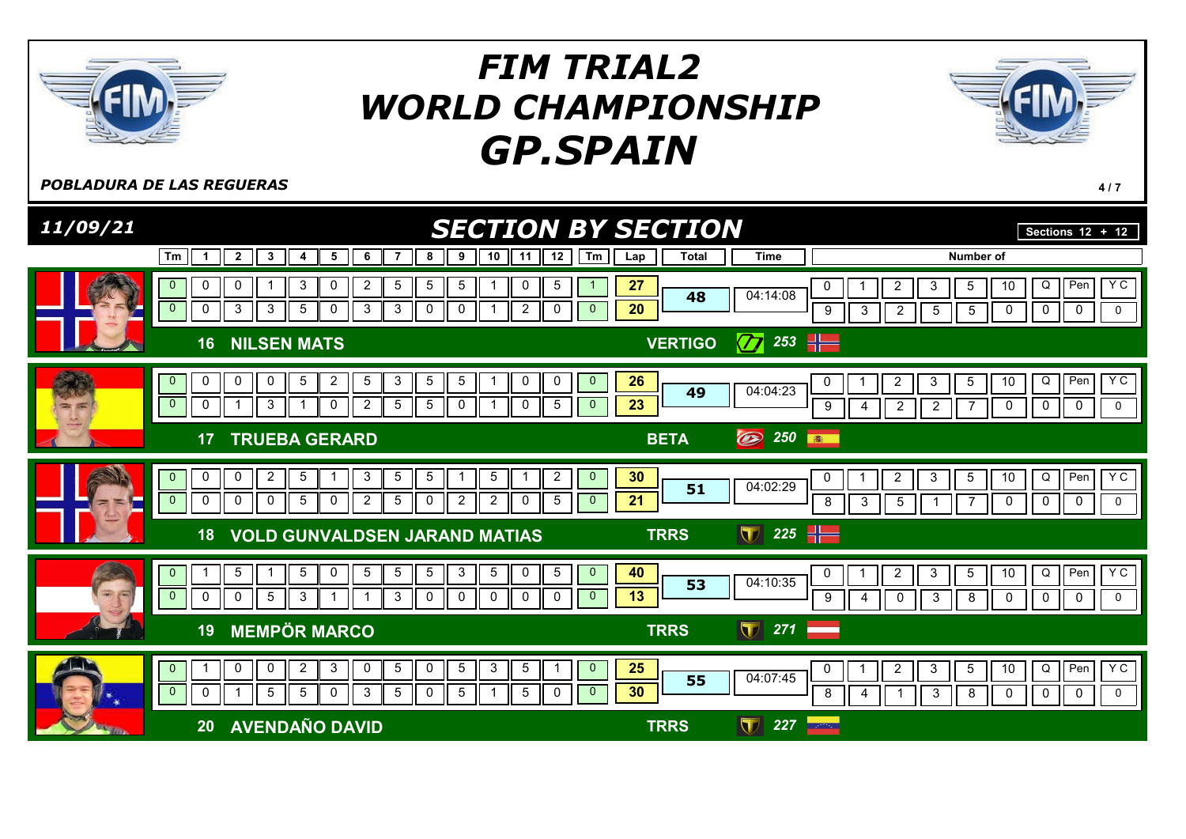# FIM TRIAL2 WORLD CHAMPIONSHIP GP.SPAIN

*POBLADURA DE LAS REGUERAS*

## *11/09/21* SECTION BY SECTION

Sections 12 + 12

| No. | Rider | Brand | Bike No. | Tm | 1 | 2 | 3 | 4 | 5 | 6 | 7 | 8 | 9 | 10 | 11 | 12 | Tm | Lap | Total | Time | 0 | 1 | 2 | 3 | 5 | 10 | Q | Pen | Y C |
|---|---|---|---|---|---|---|---|---|---|---|---|---|---|---|---|---|---|---|---|---|---|---|---|---|---|---|---|---|---|
| 16 | NILSEN MATS | VERTIGO | 253 | 0 | 0 | 0 | 1 | 3 | 0 | 2 | 5 | 5 | 5 | 1 | 0 | 5 | 1 | 27 | 48 | 04:14:08 | 9 | 3 | 2 | 5 | 5 | 0 | 0 | 0 | 0 |
| | | | | 0 | 0 | 3 | 3 | 5 | 0 | 3 | 3 | 0 | 0 | 1 | 2 | 0 | 0 | 20 | | | | | | | | | | | |
| 17 | TRUEBA GERARD | BETA | 250 | 0 | 0 | 0 | 0 | 5 | 2 | 5 | 3 | 5 | 5 | 1 | 0 | 0 | 0 | 26 | 49 | 04:04:23 | 9 | 4 | 2 | 2 | 7 | 0 | 0 | 0 | 0 |
| | | | | 0 | 0 | 1 | 3 | 1 | 0 | 2 | 5 | 5 | 0 | 1 | 0 | 5 | 0 | 23 | | | | | | | | | | | |
| 18 | VOLD GUNVALDSEN JARAND MATIAS | TRRS | 225 | 0 | 0 | 0 | 2 | 5 | 1 | 3 | 5 | 5 | 1 | 5 | 1 | 2 | 0 | 30 | 51 | 04:02:29 | 8 | 3 | 5 | 1 | 7 | 0 | 0 | 0 | 0 |
| | | | | 0 | 0 | 0 | 0 | 5 | 0 | 2 | 5 | 0 | 2 | 2 | 0 | 5 | 0 | 21 | | | | | | | | | | | |
| 19 | MEMPÖR MARCO | TRRS | 271 | 0 | 1 | 5 | 1 | 5 | 0 | 5 | 5 | 5 | 3 | 5 | 0 | 5 | 0 | 40 | 53 | 04:10:35 | 9 | 4 | 0 | 3 | 8 | 0 | 0 | 0 | 0 |
| | | | | 0 | 0 | 0 | 5 | 3 | 1 | 1 | 3 | 0 | 0 | 0 | 0 | 0 | 0 | 13 | | | | | | | | | | | |
| 20 | AVENDAÑO DAVID | TRRS | 227 | 0 | 1 | 0 | 0 | 2 | 3 | 0 | 5 | 0 | 5 | 3 | 5 | 1 | 0 | 25 | 55 | 04:07:45 | 8 | 4 | 1 | 3 | 8 | 0 | 0 | 0 | 0 |
| | | | | 0 | 0 | 1 | 5 | 5 | 0 | 3 | 5 | 0 | 5 | 1 | 5 | 0 | 0 | 30 | | | | | | | | | | | |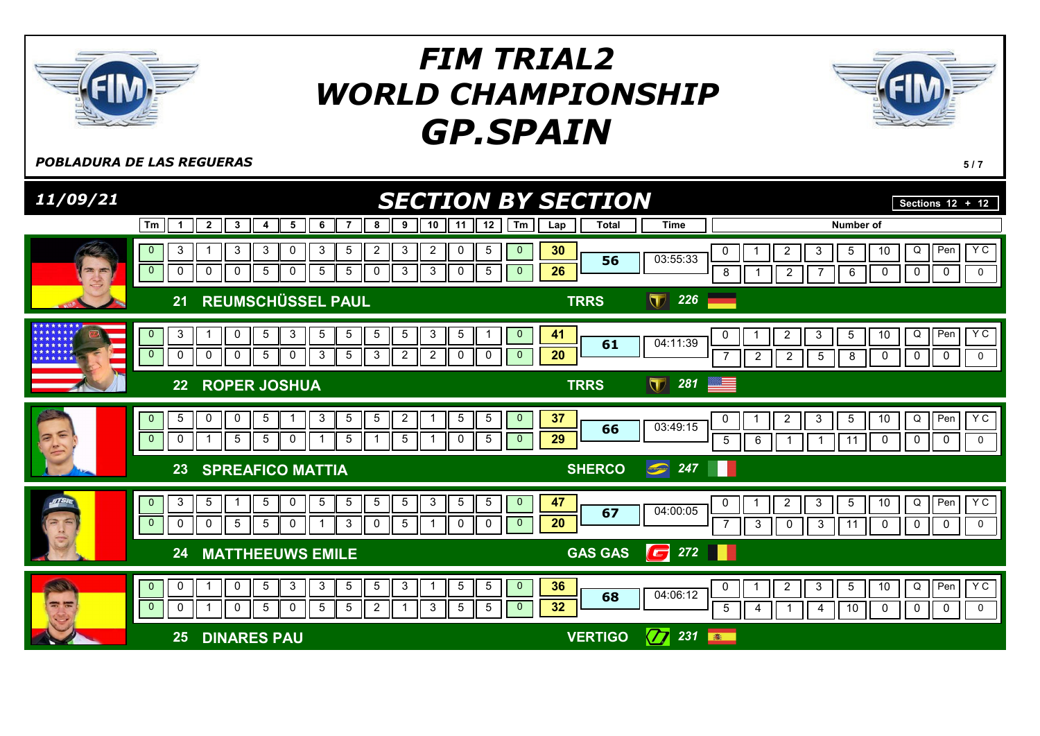# FIM TRIAL2 WORLD CHAMPIONSHIP GP.SPAIN

*POBLADURA DE LAS REGUERAS*

*11/09/21*

## SECTION BY SECTION

Sections 12 + 12

| Rider | Tm | 1 | 2 | 3 | 4 | 5 | 6 | 7 | 8 | 9 | 10 | 11 | 12 | Tm | Lap | Total | Time | 0 | 1 | 2 | 3 | 5 | 10 | Q | Pen | Y C |
|---|---|---|---|---|---|---|---|---|---|---|---|---|---|---|---|---|---|---|---|---|---|---|---|---|---|---|
| 21 REUMSCHÜSSEL PAUL – TRRS 226 | 0 | 3 | 1 | 3 | 3 | 0 | 3 | 5 | 2 | 3 | 2 | 0 | 5 | 0 | 30 | 56 | 03:55:33 | 8 | 1 | 2 | 7 | 6 | 0 | 0 | 0 | 0 |
| | 0 | 0 | 0 | 0 | 5 | 0 | 5 | 5 | 0 | 3 | 3 | 0 | 5 | 0 | 26 | | | | | | | | | | | |
| 22 ROPER JOSHUA – TRRS 281 | 0 | 3 | 1 | 0 | 5 | 3 | 5 | 5 | 5 | 5 | 3 | 5 | 1 | 0 | 41 | 61 | 04:11:39 | 7 | 2 | 2 | 5 | 8 | 0 | 0 | 0 | 0 |
| | 0 | 0 | 0 | 0 | 5 | 0 | 3 | 5 | 3 | 2 | 2 | 0 | 0 | 0 | 20 | | | | | | | | | | | |
| 23 SPREAFICO MATTIA – SHERCO 247 | 0 | 5 | 0 | 0 | 5 | 1 | 3 | 5 | 5 | 2 | 1 | 5 | 5 | 0 | 37 | 66 | 03:49:15 | 5 | 6 | 1 | 1 | 11 | 0 | 0 | 0 | 0 |
| | 0 | 0 | 1 | 5 | 5 | 0 | 1 | 5 | 1 | 5 | 1 | 0 | 5 | 0 | 29 | | | | | | | | | | | |
| 24 MATTHEEUWS EMILE – GAS GAS 272 | 0 | 3 | 5 | 1 | 5 | 0 | 5 | 5 | 5 | 5 | 3 | 5 | 5 | 0 | 47 | 67 | 04:00:05 | 7 | 3 | 0 | 3 | 11 | 0 | 0 | 0 | 0 |
| | 0 | 0 | 0 | 5 | 5 | 0 | 1 | 3 | 0 | 5 | 1 | 0 | 0 | 0 | 20 | | | | | | | | | | | |
| 25 DINARES PAU – VERTIGO 231 | 0 | 0 | 1 | 0 | 5 | 3 | 3 | 5 | 5 | 3 | 1 | 5 | 5 | 0 | 36 | 68 | 04:06:12 | 5 | 4 | 1 | 4 | 10 | 0 | 0 | 0 | 0 |
| | 0 | 0 | 1 | 0 | 5 | 0 | 5 | 5 | 2 | 1 | 3 | 5 | 5 | 0 | 32 | | | | | | | | | | | |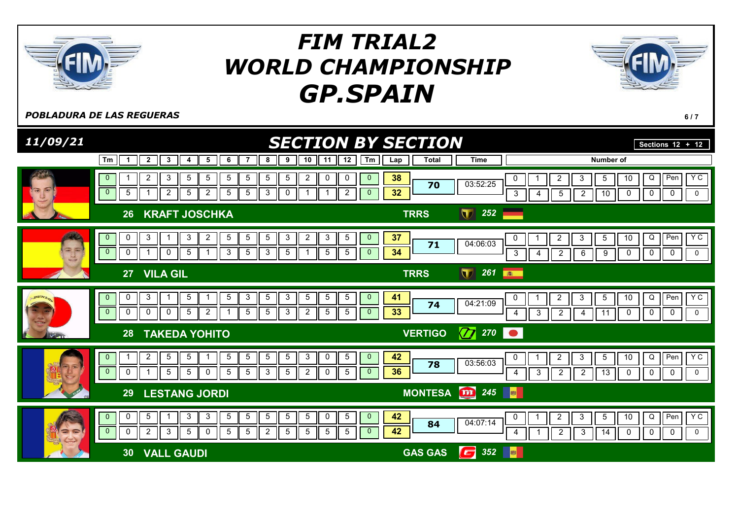# FIM TRIAL2 WORLD CHAMPIONSHIP GP.SPAIN

***POBLADURA DE LAS REGUERAS***

## *11/09/21* — *SECTION BY SECTION*

**Sections 12 + 12**

| No. | Rider | Team | Machine | Lap | Tm | 1 | 2 | 3 | 4 | 5 | 6 | 7 | 8 | 9 | 10 | 11 | 12 | Tm | Lap total | Total | Time | 0 | 1 | 2 | 3 | 5 | 10 | Q | Pen | Y C |
|---|---|---|---|---|---|---|---|---|---|---|---|---|---|---|---|---|---|---|---|---|---|---|---|---|---|---|---|---|---|---|
| 26 | KRAFT JOSCHKA | TRRS | 252 | 1 | 0 | 1 | 2 | 3 | 5 | 5 | 5 | 5 | 5 | 5 | 2 | 0 | 0 | 0 | 38 | 70 | 03:52:25 | 3 | 4 | 5 | 2 | 10 | 0 | 0 | 0 | 0 |
| | | | | 2 | 0 | 5 | 1 | 2 | 5 | 2 | 5 | 5 | 3 | 0 | 1 | 1 | 2 | 0 | 32 | | | | | | | | | | | |
| 27 | VILA GIL | TRRS | 261 | 1 | 0 | 0 | 3 | 1 | 3 | 2 | 5 | 5 | 5 | 3 | 2 | 3 | 5 | 0 | 37 | 71 | 04:06:03 | 3 | 4 | 2 | 6 | 9 | 0 | 0 | 0 | 0 |
| | | | | 2 | 0 | 0 | 1 | 0 | 5 | 1 | 3 | 5 | 3 | 5 | 1 | 5 | 5 | 0 | 34 | | | | | | | | | | | |
| 28 | TAKEDA YOHITO | VERTIGO | 270 | 1 | 0 | 0 | 3 | 1 | 5 | 1 | 5 | 3 | 5 | 3 | 5 | 5 | 5 | 0 | 41 | 74 | 04:21:09 | 4 | 3 | 2 | 4 | 11 | 0 | 0 | 0 | 0 |
| | | | | 2 | 0 | 0 | 0 | 0 | 5 | 2 | 1 | 5 | 5 | 3 | 2 | 5 | 5 | 0 | 33 | | | | | | | | | | | |
| 29 | LESTANG JORDI | MONTESA | 245 | 1 | 0 | 1 | 2 | 5 | 5 | 1 | 5 | 5 | 5 | 5 | 3 | 0 | 5 | 0 | 42 | 78 | 03:56:03 | 4 | 3 | 2 | 2 | 13 | 0 | 0 | 0 | 0 |
| | | | | 2 | 0 | 0 | 1 | 5 | 5 | 0 | 5 | 5 | 3 | 5 | 2 | 0 | 5 | 0 | 36 | | | | | | | | | | | |
| 30 | VALL GAUDI | GAS GAS | 352 | 1 | 0 | 0 | 5 | 1 | 3 | 3 | 5 | 5 | 5 | 5 | 5 | 0 | 5 | 0 | 42 | 84 | 04:07:14 | 4 | 1 | 2 | 3 | 14 | 0 | 0 | 0 | 0 |
| | | | | 2 | 0 | 0 | 2 | 3 | 5 | 0 | 5 | 5 | 2 | 5 | 5 | 5 | 5 | 0 | 42 | | | | | | | | | | | |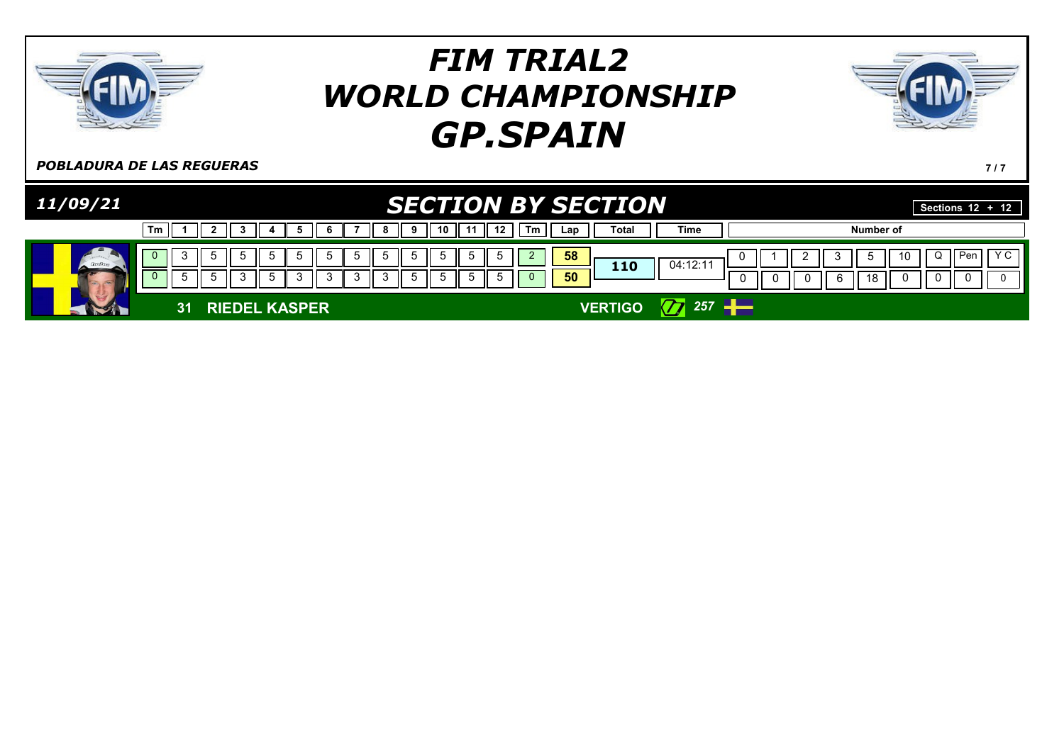# FIM TRIAL2 WORLD CHAMPIONSHIP GP.SPAIN

*POBLADURA DE LAS REGUERAS*

*11/09/21*

## SECTION BY SECTION

Sections 12 + 12

| Tm | 1 | 2 | 3 | 4 | 5 | 6 | 7 | 8 | 9 | 10 | 11 | 12 | Tm | Lap | Total | Time | 0 | 1 | 2 | 3 | 5 | 10 | Q | Pen | Y C |
|---|---|---|---|---|---|---|---|---|---|---|---|---|---|---|---|---|---|---|---|---|---|---|---|---|---|
| 0 | 3 | 5 | 5 | 5 | 5 | 5 | 5 | 5 | 5 | 5 | 5 | 5 | 2 | 58 | 110 | 04:12:11 | 0 | 0 | 0 | 6 | 18 | 0 | 0 | 0 | 0 |
| 0 | 5 | 5 | 3 | 5 | 3 | 3 | 3 | 3 | 5 | 5 | 5 | 5 | 0 | 50 | | | | | | | | | | | |

31 RIEDEL KASPER — VERTIGO 257